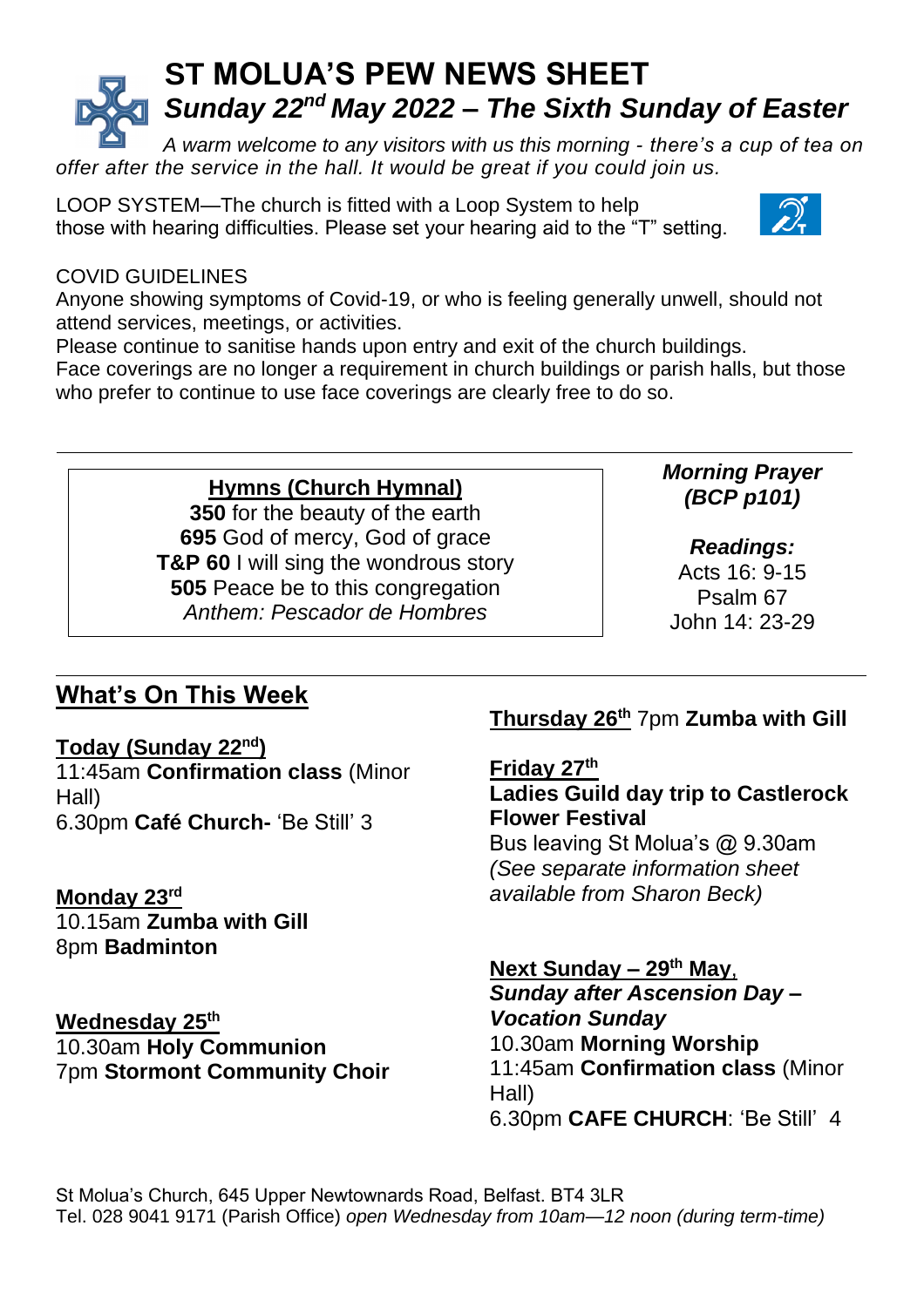# ST MOLUA'S PEW NEWS SHEET

## *Sunday 22nd May 2022 – The Sixth Sunday of Easter*

*A warm welcome to any visitors with us this morning - there's a cup of tea on offer after the service in the hall. It would be great if you could join us.*

LOOP SYSTEM—The church is fitted with a Loop System to help those with hearing difficulties. Please set your hearing aid to the "T" setting.

COVID GUIDELINES
Anyone showing symptoms of Covid-19, or who is feeling generally unwell, should not attend services, meetings, or activities.
Please continue to sanitise hands upon entry and exit of the church buildings.
Face coverings are no longer a requirement in church buildings or parish halls, but those who prefer to continue to use face coverings are clearly free to do so.

---

**Hymns (Church Hymnal)**
**350** for the beauty of the earth
**695** God of mercy, God of grace
**T&P 60** I will sing the wondrous story
**505** Peace be to this congregation
*Anthem: Pescador de Hombres*

***Morning Prayer (BCP p101)***

***Readings:***
Acts 16: 9-15
Psalm 67
John 14: 23-29

---

## What's On This Week

**Today (Sunday 22nd)**
11:45am **Confirmation class** (Minor Hall)
6.30pm **Café Church-** 'Be Still' 3

**Monday 23rd**
10.15am **Zumba with Gill**
8pm **Badminton**

**Wednesday 25th**
10.30am **Holy Communion**
7pm **Stormont Community Choir**

**Thursday 26th** 7pm **Zumba with Gill**

**Friday 27th**
**Ladies Guild day trip to Castlerock Flower Festival**
Bus leaving St Molua's @ 9.30am
*(See separate information sheet available from Sharon Beck)*

**Next Sunday – 29th May,**
***Sunday after Ascension Day – Vocation Sunday***
10.30am **Morning Worship**
11:45am **Confirmation class** (Minor Hall)
6.30pm **CAFE CHURCH**: 'Be Still' 4

St Molua's Church, 645 Upper Newtownards Road, Belfast. BT4 3LR
Tel. 028 9041 9171 (Parish Office) *open Wednesday from 10am—12 noon (during term-time)*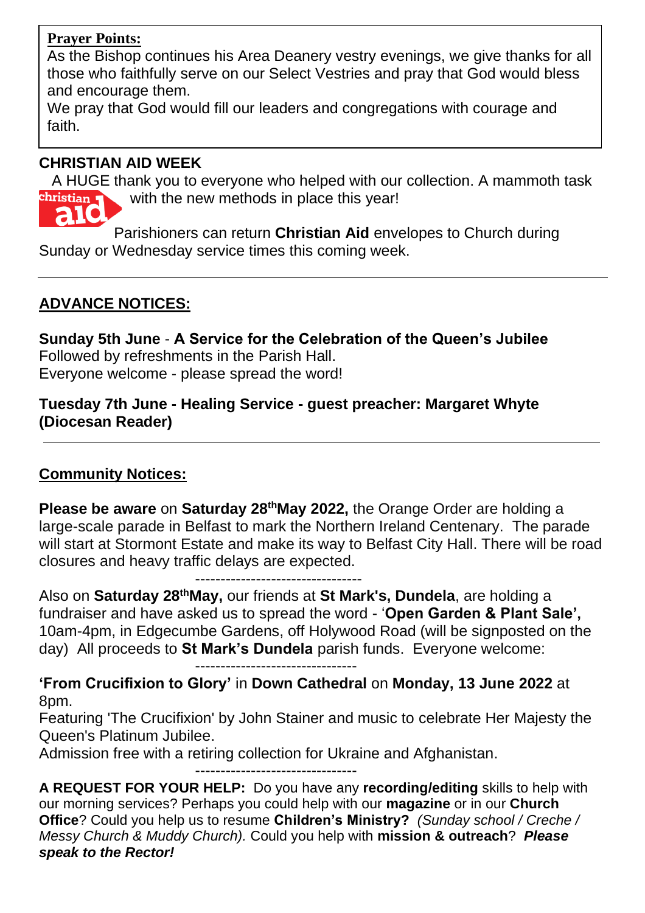**Prayer Points:**

As the Bishop continues his Area Deanery vestry evenings, we give thanks for all those who faithfully serve on our Select Vestries and pray that God would bless and encourage them.

We pray that God would fill our leaders and congregations with courage and faith.

**CHRISTIAN AID WEEK**

A HUGE thank you to everyone who helped with our collection. A mammoth task with the new methods in place this year!

Parishioners can return **Christian Aid** envelopes to Church during Sunday or Wednesday service times this coming week.

---

## ADVANCE NOTICES:

**Sunday 5th June** - **A Service for the Celebration of the Queen's Jubilee**
Followed by refreshments in the Parish Hall.
Everyone welcome - please spread the word!

**Tuesday 7th June - Healing Service - guest preacher: Margaret Whyte (Diocesan Reader)**

---

## Community Notices:

**Please be aware** on **Saturday 28th May 2022,** the Orange Order are holding a large-scale parade in Belfast to mark the Northern Ireland Centenary. The parade will start at Stormont Estate and make its way to Belfast City Hall. There will be road closures and heavy traffic delays are expected.

--------------------------------

Also on **Saturday 28th May,** our friends at **St Mark's, Dundela**, are holding a fundraiser and have asked us to spread the word - '**Open Garden & Plant Sale',** 10am-4pm, in Edgecumbe Gardens, off Holywood Road (will be signposted on the day) All proceeds to **St Mark's Dundela** parish funds. Everyone welcome:

--------------------------------

**'From Crucifixion to Glory'** in **Down Cathedral** on **Monday, 13 June 2022** at 8pm.

Featuring 'The Crucifixion' by John Stainer and music to celebrate Her Majesty the Queen's Platinum Jubilee.

Admission free with a retiring collection for Ukraine and Afghanistan.

--------------------------------

**A REQUEST FOR YOUR HELP:** Do you have any **recording/editing** skills to help with our morning services? Perhaps you could help with our **magazine** or in our **Church Office**? Could you help us to resume **Children's Ministry?** *(Sunday school / Creche / Messy Church & Muddy Church).* Could you help with **mission & outreach**? ***Please speak to the Rector!***